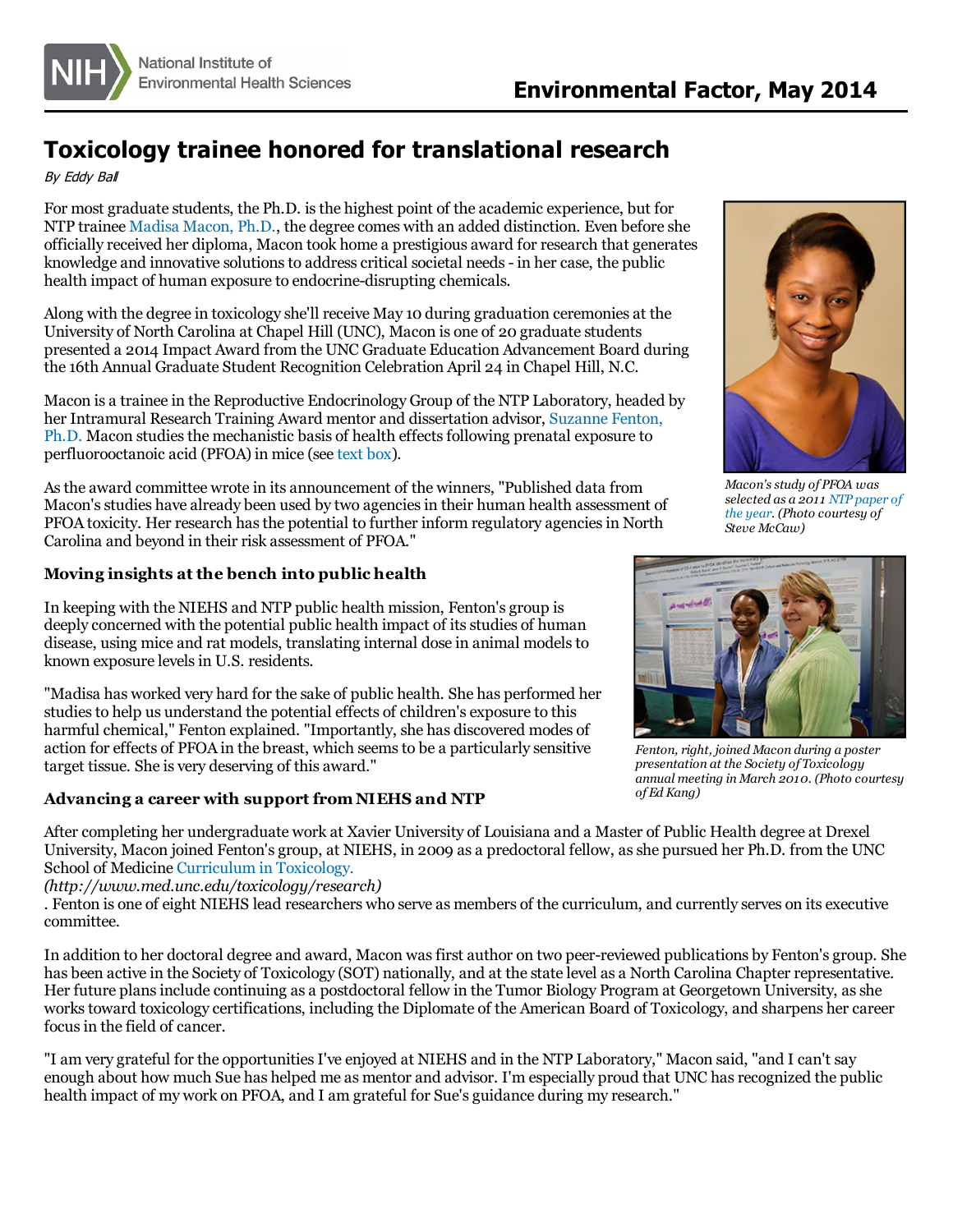# Toxicology trainee honored for translational research

*By Eddy Ball*

For most graduate students, the Ph.D. is the highest point of the academic experience, but for NTP trainee Madisa Macon, Ph.D., the degree comes with an added distinction. Even before she officially received her diploma, Macon took home a prestigious award for research that generates knowledge and innovative solutions to address critical societal needs - in her case, the public health impact of human exposure to endocrine-disrupting chemicals.

Along with the degree in toxicology she'll receive May 10 during graduation ceremonies at the University of North Carolina at Chapel Hill (UNC), Macon is one of 20 graduate students presented a 2014 Impact Award from the UNC Graduate Education Advancement Board during the 16th Annual Graduate Student Recognition Celebration April 24 in Chapel Hill, N.C.

Macon is a trainee in the Reproductive Endocrinology Group of the NTP Laboratory, headed by her Intramural Research Training Award mentor and dissertation advisor, Suzanne Fenton, Ph.D. Macon studies the mechanistic basis of health effects following prenatal exposure to perfluorooctanoic acid (PFOA) in mice (see text box).

*Macon's study of PFOA was selected as a 2011 NTP paper of the year. (Photo courtesy of Steve McCaw)*

As the award committee wrote in its announcement of the winners, "Published data from Macon's studies have already been used by two agencies in their human health assessment of PFOA toxicity. Her research has the potential to further inform regulatory agencies in North Carolina and beyond in their risk assessment of PFOA."

## Moving insights at the bench into public health

In keeping with the NIEHS and NTP public health mission, Fenton's group is deeply concerned with the potential public health impact of its studies of human disease, using mice and rat models, translating internal dose in animal models to known exposure levels in U.S. residents.

"Madisa has worked very hard for the sake of public health. She has performed her studies to help us understand the potential effects of children's exposure to this harmful chemical," Fenton explained. "Importantly, she has discovered modes of action for effects of PFOA in the breast, which seems to be a particularly sensitive target tissue. She is very deserving of this award."

*Fenton, right, joined Macon during a poster presentation at the Society of Toxicology annual meeting in March 2010. (Photo courtesy of Ed Kang)*

## Advancing a career with support from NIEHS and NTP

After completing her undergraduate work at Xavier University of Louisiana and a Master of Public Health degree at Drexel University, Macon joined Fenton's group, at NIEHS, in 2009 as a predoctoral fellow, as she pursued her Ph.D. from the UNC School of Medicine Curriculum in Toxicology.
*(http://www.med.unc.edu/toxicology/research)*
. Fenton is one of eight NIEHS lead researchers who serve as members of the curriculum, and currently serves on its executive committee.

In addition to her doctoral degree and award, Macon was first author on two peer-reviewed publications by Fenton's group. She has been active in the Society of Toxicology (SOT) nationally, and at the state level as a North Carolina Chapter representative. Her future plans include continuing as a postdoctoral fellow in the Tumor Biology Program at Georgetown University, as she works toward toxicology certifications, including the Diplomate of the American Board of Toxicology, and sharpens her career focus in the field of cancer.

"I am very grateful for the opportunities I've enjoyed at NIEHS and in the NTP Laboratory," Macon said, "and I can't say enough about how much Sue has helped me as mentor and advisor. I'm especially proud that UNC has recognized the public health impact of my work on PFOA, and I am grateful for Sue's guidance during my research."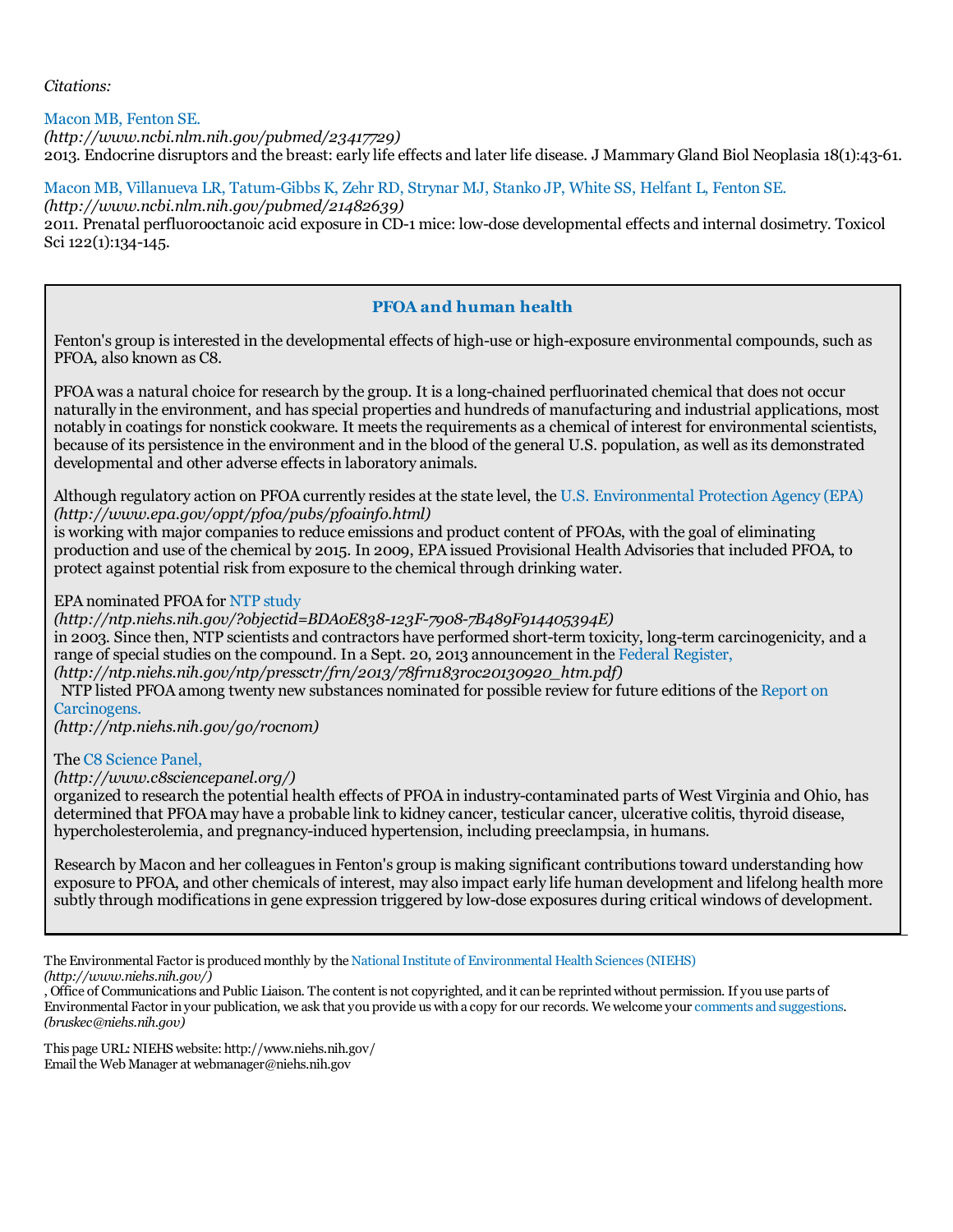*Citations:*

Macon MB, Fenton SE.
*(http://www.ncbi.nlm.nih.gov/pubmed/23417729)*
2013. Endocrine disruptors and the breast: early life effects and later life disease. J Mammary Gland Biol Neoplasia 18(1):43-61.

Macon MB, Villanueva LR, Tatum-Gibbs K, Zehr RD, Strynar MJ, Stanko JP, White SS, Helfant L, Fenton SE.
*(http://www.ncbi.nlm.nih.gov/pubmed/21482639)*
2011. Prenatal perfluorooctanoic acid exposure in CD-1 mice: low-dose developmental effects and internal dosimetry. Toxicol Sci 122(1):134-145.

## PFOA and human health

Fenton's group is interested in the developmental effects of high-use or high-exposure environmental compounds, such as PFOA, also known as C8.

PFOA was a natural choice for research by the group. It is a long-chained perfluorinated chemical that does not occur naturally in the environment, and has special properties and hundreds of manufacturing and industrial applications, most notably in coatings for nonstick cookware. It meets the requirements as a chemical of interest for environmental scientists, because of its persistence in the environment and in the blood of the general U.S. population, as well as its demonstrated developmental and other adverse effects in laboratory animals.

Although regulatory action on PFOA currently resides at the state level, the U.S. Environmental Protection Agency (EPA)
*(http://www.epa.gov/oppt/pfoa/pubs/pfoainfo.html)*
is working with major companies to reduce emissions and product content of PFOAs, with the goal of eliminating production and use of the chemical by 2015. In 2009, EPA issued Provisional Health Advisories that included PFOA, to protect against potential risk from exposure to the chemical through drinking water.

EPA nominated PFOA for NTP study
*(http://ntp.niehs.nih.gov/?objectid=BDA0E838-123F-7908-7B489F914405394E)*
in 2003. Since then, NTP scientists and contractors have performed short-term toxicity, long-term carcinogenicity, and a range of special studies on the compound. In a Sept. 20, 2013 announcement in the Federal Register,
*(http://ntp.niehs.nih.gov/ntp/pressctr/frn/2013/78frn183roc20130920_htm.pdf)*
NTP listed PFOA among twenty new substances nominated for possible review for future editions of the Report on Carcinogens.
*(http://ntp.niehs.nih.gov/go/rocnom)*

The C8 Science Panel,
*(http://www.c8sciencepanel.org/)*
organized to research the potential health effects of PFOA in industry-contaminated parts of West Virginia and Ohio, has determined that PFOA may have a probable link to kidney cancer, testicular cancer, ulcerative colitis, thyroid disease, hypercholesterolemia, and pregnancy-induced hypertension, including preeclampsia, in humans.

Research by Macon and her colleagues in Fenton's group is making significant contributions toward understanding how exposure to PFOA, and other chemicals of interest, may also impact early life human development and lifelong health more subtly through modifications in gene expression triggered by low-dose exposures during critical windows of development.

The Environmental Factor is produced monthly by the National Institute of Environmental Health Sciences (NIEHS)
*(http://www.niehs.nih.gov/)*
, Office of Communications and Public Liaison. The content is not copyrighted, and it can be reprinted without permission. If you use parts of Environmental Factor in your publication, we ask that you provide us with a copy for our records. We welcome your comments and suggestions.
*(bruskec@niehs.nih.gov)*

This page URL: NIEHS website: http://www.niehs.nih.gov/
Email the Web Manager at webmanager@niehs.nih.gov